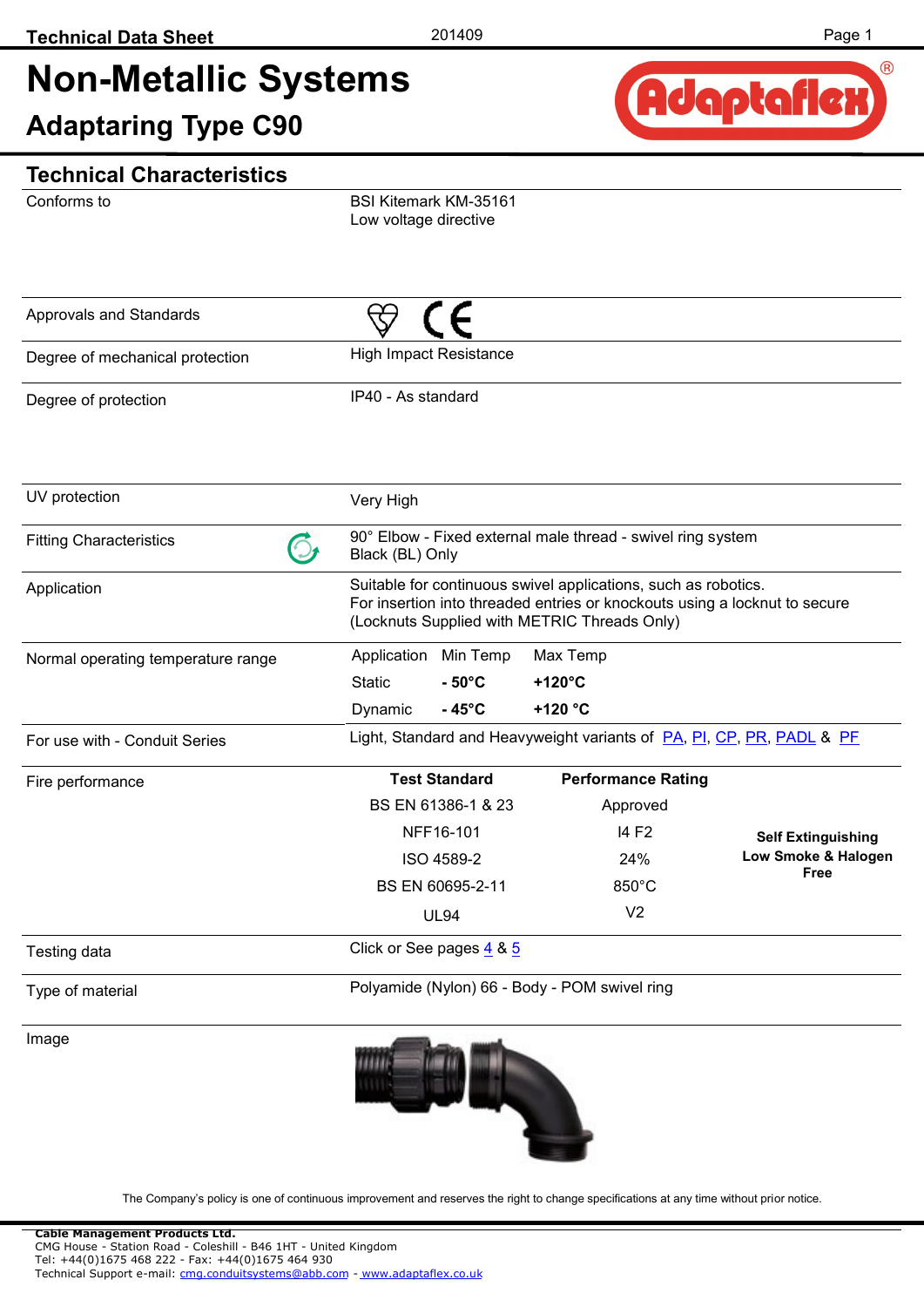Technical Data Sheet

201409

# Non-Metallic Systems

## Adaptaring Type C90

Adaptaflex®

## Technical Characteristics

| | |
|---|---|
| Conforms to | BSI Kitemark KM-35161<br>Low voltage directive |
| Approvals and Standards | |
| Degree of mechanical protection | High Impact Resistance |
| Degree of protection | IP40 - As standard |
| UV protection | Very High |
| Fitting Characteristics | 90° Elbow - Fixed external male thread - swivel ring system<br>Black (BL) Only |
| Application | Suitable for continuous swivel applications, such as robotics.<br>For insertion into threaded entries or knockouts using a locknut to secure<br>(Locknuts Supplied with METRIC Threads Only) |

**Normal operating temperature range**

| Application | Min Temp | Max Temp |
|---|---|---|
| Static | **- 50°C** | **+120°C** |
| Dynamic | **- 45°C** | **+120 °C** |

| | |
|---|---|
| For use with - Conduit Series | Light, Standard and Heavyweight variants of PA, PI, CP, PR, PADL & PF |

**Fire performance**

| Test Standard | Performance Rating | |
|---|---|---|
| BS EN 61386-1 & 23 | Approved | **Self Extinguishing Low Smoke & Halogen Free** |
| NFF16-101 | I4 F2 | |
| ISO 4589-2 | 24% | |
| BS EN 60695-2-11 | 850°C | |
| UL94 | V2 | |

| | |
|---|---|
| Testing data | Click or See pages 4 & 5 |
| Type of material | Polyamide (Nylon) 66 - Body - POM swivel ring |
| Image | |

The Company's policy is one of continuous improvement and reserves the right to change specifications at any time without prior notice.

**Cable Management Products Ltd.**
CMG House - Station Road - Coleshill - B46 1HT - United Kingdom
Tel: +44(0)1675 468 222 - Fax: +44(0)1675 464 930
Technical Support e-mail: cmg.conduitsystems@abb.com - www.adaptaflex.co.uk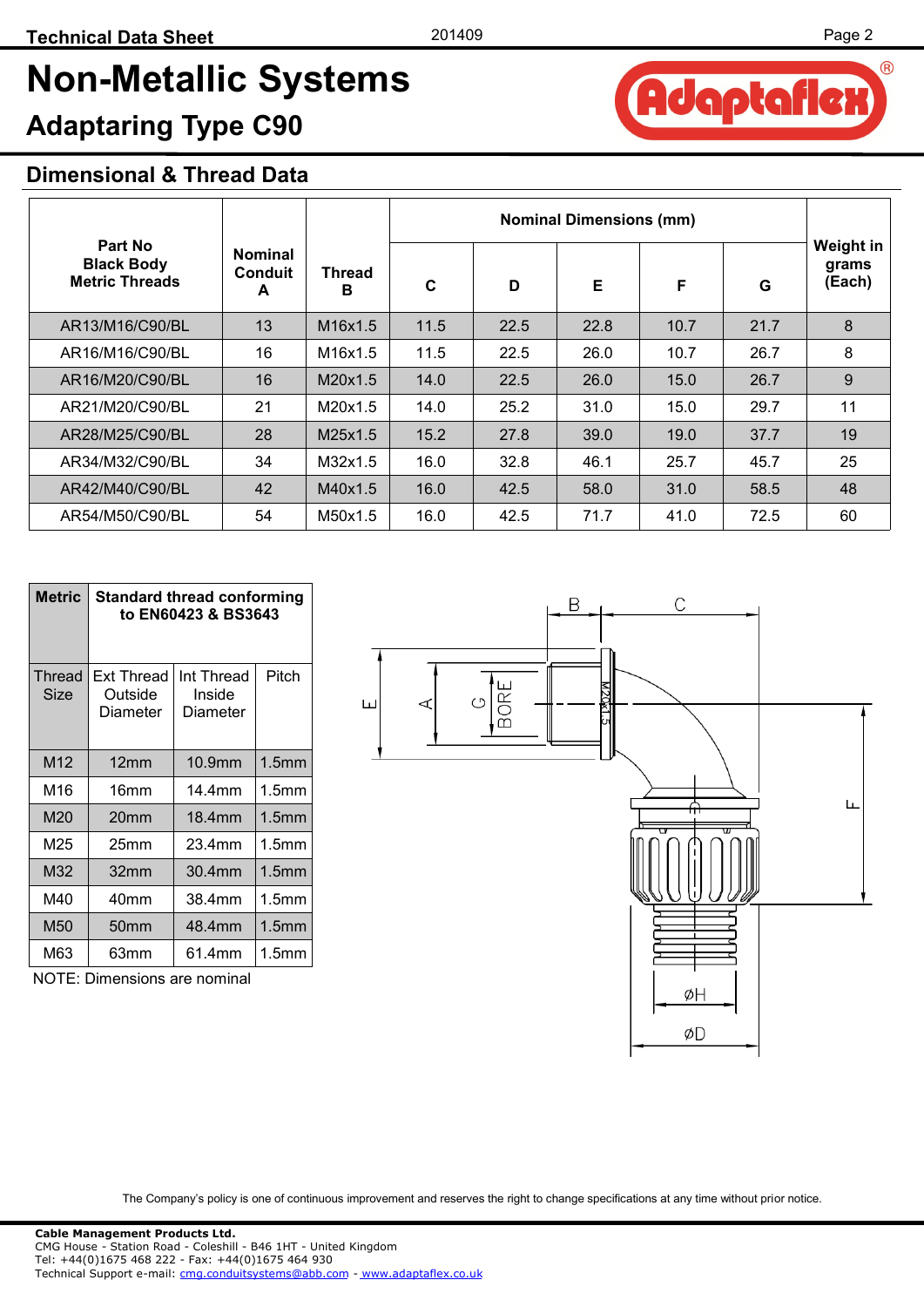# Non-Metallic Systems

## Adaptaring Type C90

### Dimensional & Thread Data

| Part No Black Body Metric Threads | Nominal Conduit A | Thread B | Nominal Dimensions (mm) | | | | | Weight in grams (Each) |
|---|---|---|---|---|---|---|---|---|
| | | | C | D | E | F | G | |
| AR13/M16/C90/BL | 13 | M16x1.5 | 11.5 | 22.5 | 22.8 | 10.7 | 21.7 | 8 |
| AR16/M16/C90/BL | 16 | M16x1.5 | 11.5 | 22.5 | 26.0 | 10.7 | 26.7 | 8 |
| AR16/M20/C90/BL | 16 | M20x1.5 | 14.0 | 22.5 | 26.0 | 15.0 | 26.7 | 9 |
| AR21/M20/C90/BL | 21 | M20x1.5 | 14.0 | 25.2 | 31.0 | 15.0 | 29.7 | 11 |
| AR28/M25/C90/BL | 28 | M25x1.5 | 15.2 | 27.8 | 39.0 | 19.0 | 37.7 | 19 |
| AR34/M32/C90/BL | 34 | M32x1.5 | 16.0 | 32.8 | 46.1 | 25.7 | 45.7 | 25 |
| AR42/M40/C90/BL | 42 | M40x1.5 | 16.0 | 42.5 | 58.0 | 31.0 | 58.5 | 48 |
| AR54/M50/C90/BL | 54 | M50x1.5 | 16.0 | 42.5 | 71.7 | 41.0 | 72.5 | 60 |

| Metric | Standard thread conforming to EN60423 & BS3643 | | |
|---|---|---|---|
| Thread Size | Ext Thread Outside Diameter | Int Thread Inside Diameter | Pitch |
| M12 | 12mm | 10.9mm | 1.5mm |
| M16 | 16mm | 14.4mm | 1.5mm |
| M20 | 20mm | 18.4mm | 1.5mm |
| M25 | 25mm | 23.4mm | 1.5mm |
| M32 | 32mm | 30.4mm | 1.5mm |
| M40 | 40mm | 38.4mm | 1.5mm |
| M50 | 50mm | 48.4mm | 1.5mm |
| M63 | 63mm | 61.4mm | 1.5mm |

NOTE: Dimensions are nominal

The Company's policy is one of continuous improvement and reserves the right to change specifications at any time without prior notice.

**Cable Management Products Ltd.**
CMG House - Station Road - Coleshill - B46 1HT - United Kingdom
Tel: +44(0)1675 468 222 - Fax: +44(0)1675 464 930
Technical Support e-mail: cmg.conduitsystems@abb.com - www.adaptaflex.co.uk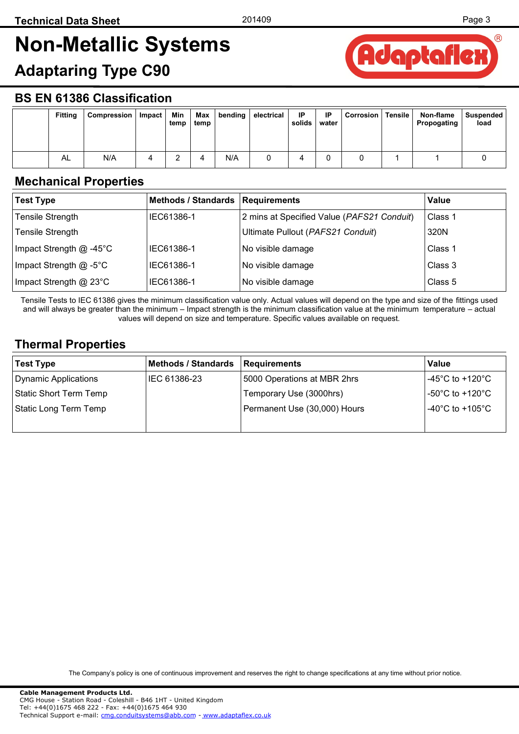# Non-Metallic Systems

## Adaptaring Type C90

## BS EN 61386 Classification

| | Fitting | Compression | Impact | Min temp | Max temp | bending | electrical | IP solids | IP water | Corrosion | Tensile | Non-flame Propogating | Suspended load |
|---|---|---|---|---|---|---|---|---|---|---|---|---|---|
| | AL | N/A | 4 | 2 | 4 | N/A | 0 | 4 | 0 | 0 | 1 | 1 | 0 |

## Mechanical Properties

| Test Type | Methods / Standards | Requirements | Value |
|---|---|---|---|
| Tensile Strength | IEC61386-1 | 2 mins at Specified Value (*PAFS21 Conduit*) | Class 1 |
| Tensile Strength | | Ultimate Pullout (*PAFS21 Conduit*) | 320N |
| Impact Strength @ -45°C | IEC61386-1 | No visible damage | Class 1 |
| Impact Strength @ -5°C | IEC61386-1 | No visible damage | Class 3 |
| Impact Strength @ 23°C | IEC61386-1 | No visible damage | Class 5 |

Tensile Tests to IEC 61386 gives the minimum classification value only. Actual values will depend on the type and size of the fittings used and will always be greater than the minimum – Impact strength is the minimum classification value at the minimum temperature – actual values will depend on size and temperature. Specific values available on request.

## Thermal Properties

| Test Type | Methods / Standards | Requirements | Value |
|---|---|---|---|
| Dynamic Applications | IEC 61386-23 | 5000 Operations at MBR 2hrs | -45°C to +120°C |
| Static Short Term Temp | | Temporary Use (3000hrs) | -50°C to +120°C |
| Static Long Term Temp | | Permanent Use (30,000) Hours | -40°C to +105°C |

The Company's policy is one of continuous improvement and reserves the right to change specifications at any time without prior notice.

**Cable Management Products Ltd.**
CMG House - Station Road - Coleshill - B46 1HT - United Kingdom
Tel: +44(0)1675 468 222 - Fax: +44(0)1675 464 930
Technical Support e-mail: cmg.conduitsystems@abb.com - www.adaptaflex.co.uk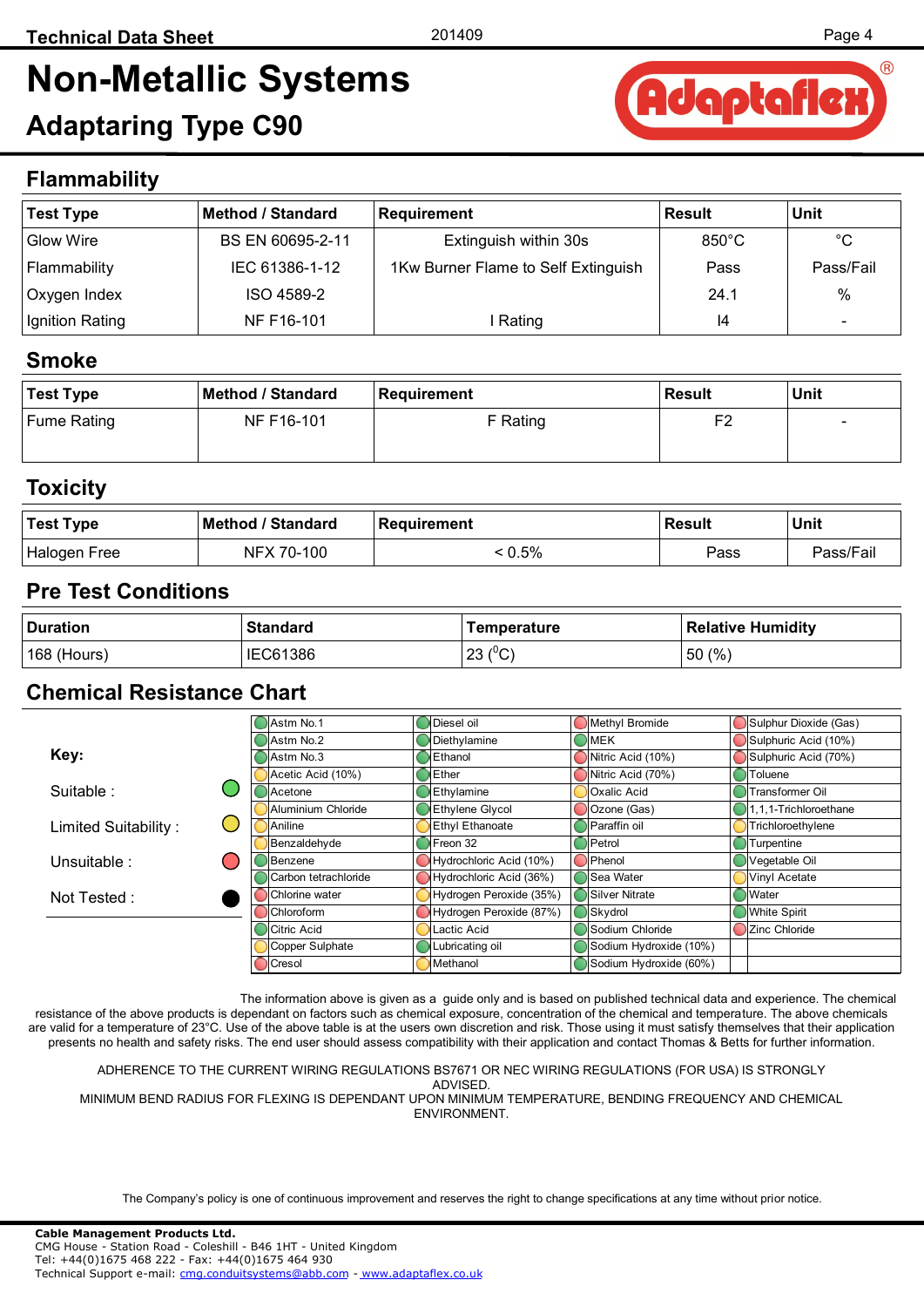# Non-Metallic Systems

## Adaptaring Type C90

## Flammability

| Test Type | Method / Standard | Requirement | Result | Unit |
|---|---|---|---|---|
| Glow Wire | BS EN 60695-2-11 | Extinguish within 30s | 850°C | °C |
| Flammability | IEC 61386-1-12 | 1Kw Burner Flame to Self Extinguish | Pass | Pass/Fail |
| Oxygen Index | ISO 4589-2 | | 24.1 | % |
| Ignition Rating | NF F16-101 | I Rating | I4 | - |

## Smoke

| Test Type | Method / Standard | Requirement | Result | Unit |
|---|---|---|---|---|
| Fume Rating | NF F16-101 | F Rating | F2 | - |

## Toxicity

| Test Type | Method / Standard | Requirement | Result | Unit |
|---|---|---|---|---|
| Halogen Free | NFX 70-100 | < 0.5% | Pass | Pass/Fail |

## Pre Test Conditions

| Duration | Standard | Temperature | Relative Humidity |
|---|---|---|---|
| 168 (Hours) | IEC61386 | 23 ($^{0}$C) | 50 (%) |

## Chemical Resistance Chart

**Key:**

- Suitable : (green)
- Limited Suitability : (yellow)
- Unsuitable : (red)
- Not Tested : (black)

| | | | |
|---|---|---|---|
| Astm No.1 (Suitable) | Diesel oil (Suitable) | Methyl Bromide (Unsuitable) | Sulphur Dioxide (Gas) (Unsuitable) |
| Astm No.2 (Suitable) | Diethylamine (Suitable) | MEK (Unsuitable) | Sulphuric Acid (10%) (Unsuitable) |
| Astm No.3 (Suitable) | Ethanol (Suitable) | Nitric Acid (10%) (Unsuitable) | Sulphuric Acid (70%) (Unsuitable) |
| Acetic Acid (10%) (Limited Suitability) | Ether (Suitable) | Nitric Acid (70%) (Unsuitable) | Toluene (Suitable) |
| Acetone (Suitable) | Ethylamine (Suitable) | Oxalic Acid (Limited Suitability) | Transformer Oil (Suitable) |
| Aluminium Chloride (Limited Suitability) | Ethylene Glycol (Suitable) | Ozone (Gas) (Unsuitable) | 1,1,1-Trichloroethane (Suitable) |
| Aniline (Limited Suitability) | Ethyl Ethanoate (Limited Suitability) | Paraffin oil (Unsuitable) | Trichloroethylene (Limited Suitability) |
| Benzaldehyde (Limited Suitability) | Freon 32 (Suitable) | Petrol (Suitable) | Turpentine (Suitable) |
| Benzene (Suitable) | Hydrochloric Acid (10%) (Unsuitable) | Phenol (Unsuitable) | Vegetable Oil (Suitable) |
| Carbon tetrachloride (Unsuitable) | Hydrochloric Acid (36%) (Unsuitable) | Sea Water (Suitable) | Vinyl Acetate (Limited Suitability) |
| Chlorine water (Unsuitable) | Hydrogen Peroxide (35%) (Limited Suitability) | Silver Nitrate (Suitable) | Water (Suitable) |
| Chloroform (Unsuitable) | Hydrogen Peroxide (87%) (Unsuitable) | Skydrol (Suitable) | White Spirit (Suitable) |
| Citric Acid (Suitable) | Lactic Acid (Limited Suitability) | Sodium Chloride (Suitable) | Zinc Chloride (Unsuitable) |
| Copper Sulphate (Limited Suitability) | Lubricating oil (Limited Suitability) | Sodium Hydroxide (10%) (Suitable) | |
| Cresol (Unsuitable) | Methanol (Limited Suitability) | Sodium Hydroxide (60%) (Suitable) | |

The information above is given as a guide only and is based on published technical data and experience. The chemical resistance of the above products is dependant on factors such as chemical exposure, concentration of the chemical and temperature. The above chemicals are valid for a temperature of 23°C. Use of the above table is at the users own discretion and risk. Those using it must satisfy themselves that their application presents no health and safety risks. The end user should assess compatibility with their application and contact Thomas & Betts for further information.

ADHERENCE TO THE CURRENT WIRING REGULATIONS BS7671 OR NEC WIRING REGULATIONS (FOR USA) IS STRONGLY ADVISED.
MINIMUM BEND RADIUS FOR FLEXING IS DEPENDANT UPON MINIMUM TEMPERATURE, BENDING FREQUENCY AND CHEMICAL ENVIRONMENT.

The Company's policy is one of continuous improvement and reserves the right to change specifications at any time without prior notice.